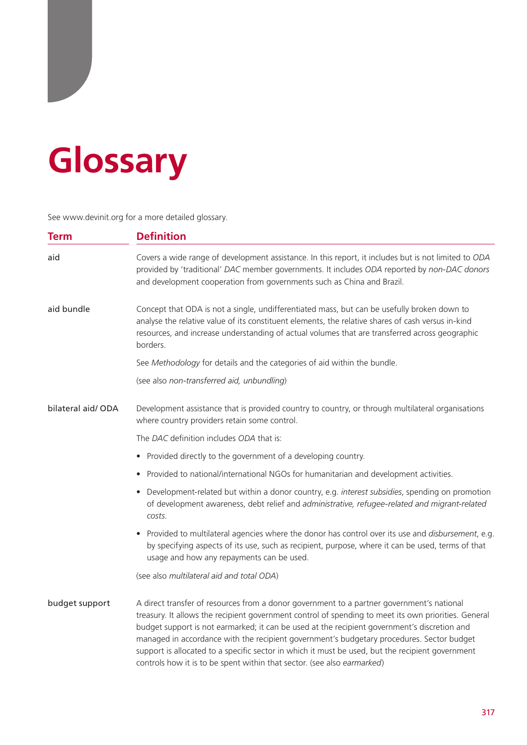# Glossary

See www.devinit.org for a more detailed glossary.

| Term | Definition |
| --- | --- |
| aid | Covers a wide range of development assistance. In this report, it includes but is not limited to *ODA* provided by 'traditional' *DAC* member governments. It includes *ODA* reported by *non-DAC donors* and development cooperation from governments such as China and Brazil. |
| aid bundle | Concept that ODA is not a single, undifferentiated mass, but can be usefully broken down to analyse the relative value of its constituent elements, the relative shares of cash versus in-kind resources, and increase understanding of actual volumes that are transferred across geographic borders.<br><br>See *Methodology* for details and the categories of aid within the bundle.<br><br>(see also *non-transferred aid, unbundling*) |
| bilateral aid/ ODA | Development assistance that is provided country to country, or through multilateral organisations where country providers retain some control.<br><br>The *DAC* definition includes *ODA* that is:<br><br>• Provided directly to the government of a developing country.<br><br>• Provided to national/international NGOs for humanitarian and development activities.<br><br>• Development-related but within a donor country, e.g. *interest subsidies*, spending on promotion of development awareness, debt relief and *administrative, refugee-related and migrant-related costs*.<br><br>• Provided to multilateral agencies where the donor has control over its use and *disbursement*, e.g. by specifying aspects of its use, such as recipient, purpose, where it can be used, terms of that usage and how any repayments can be used.<br><br>(see also *multilateral aid and total ODA*) |
| budget support | A direct transfer of resources from a donor government to a partner government's national treasury. It allows the recipient government control of spending to meet its own priorities. General budget support is not earmarked; it can be used at the recipient government's discretion and managed in accordance with the recipient government's budgetary procedures. Sector budget support is allocated to a specific sector in which it must be used, but the recipient government controls how it is to be spent within that sector. (see also *earmarked*) |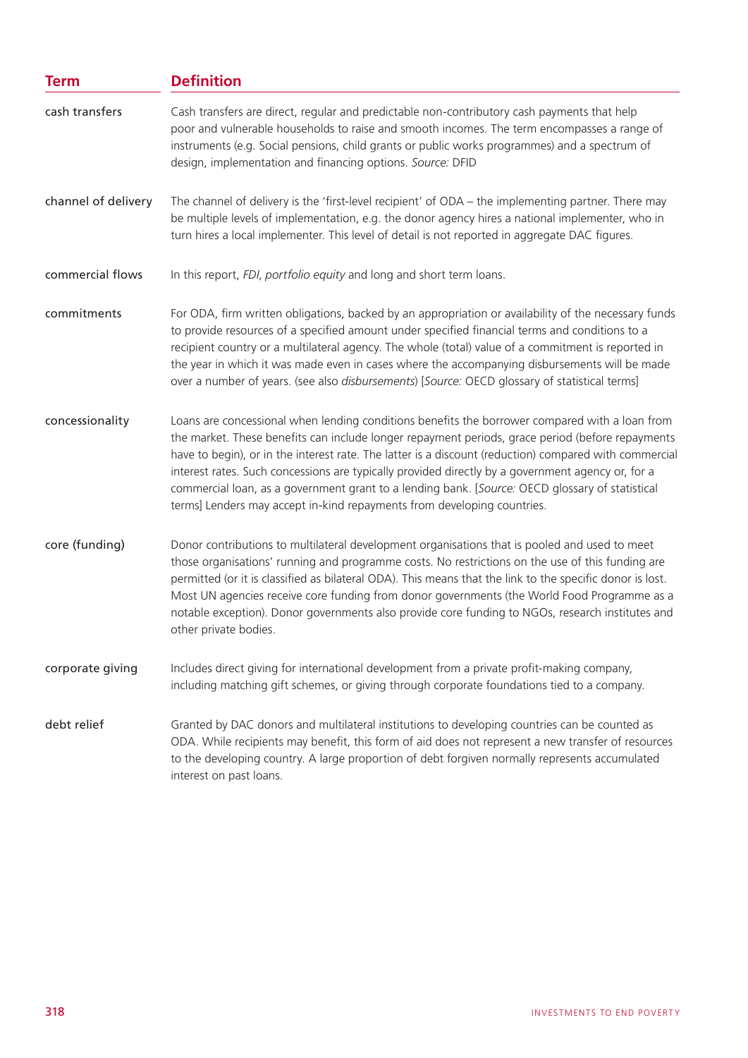| Term | Definition |
|---|---|
| cash transfers | Cash transfers are direct, regular and predictable non-contributory cash payments that help poor and vulnerable households to raise and smooth incomes. The term encompasses a range of instruments (e.g. Social pensions, child grants or public works programmes) and a spectrum of design, implementation and financing options. *Source:* DFID |
| channel of delivery | The channel of delivery is the 'first-level recipient' of ODA – the implementing partner. There may be multiple levels of implementation, e.g. the donor agency hires a national implementer, who in turn hires a local implementer. This level of detail is not reported in aggregate DAC figures. |
| commercial flows | In this report, *FDI*, *portfolio equity* and long and short term loans. |
| commitments | For ODA, firm written obligations, backed by an appropriation or availability of the necessary funds to provide resources of a specified amount under specified financial terms and conditions to a recipient country or a multilateral agency. The whole (total) value of a commitment is reported in the year in which it was made even in cases where the accompanying disbursements will be made over a number of years. (see also *disbursements*) [*Source:* OECD glossary of statistical terms] |
| concessionality | Loans are concessional when lending conditions benefits the borrower compared with a loan from the market. These benefits can include longer repayment periods, grace period (before repayments have to begin), or in the interest rate. The latter is a discount (reduction) compared with commercial interest rates. Such concessions are typically provided directly by a government agency or, for a commercial loan, as a government grant to a lending bank. [*Source:* OECD glossary of statistical terms] Lenders may accept in-kind repayments from developing countries. |
| core (funding) | Donor contributions to multilateral development organisations that is pooled and used to meet those organisations' running and programme costs. No restrictions on the use of this funding are permitted (or it is classified as bilateral ODA). This means that the link to the specific donor is lost. Most UN agencies receive core funding from donor governments (the World Food Programme as a notable exception). Donor governments also provide core funding to NGOs, research institutes and other private bodies. |
| corporate giving | Includes direct giving for international development from a private profit-making company, including matching gift schemes, or giving through corporate foundations tied to a company. |
| debt relief | Granted by DAC donors and multilateral institutions to developing countries can be counted as ODA. While recipients may benefit, this form of aid does not represent a new transfer of resources to the developing country. A large proportion of debt forgiven normally represents accumulated interest on past loans. |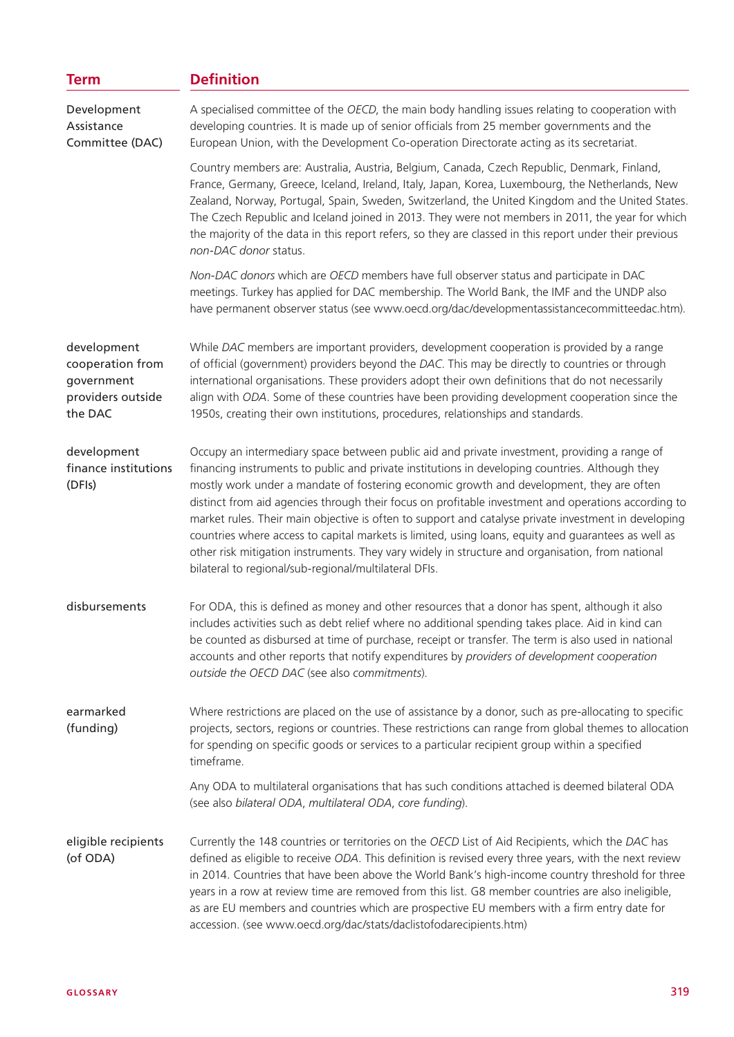| Term | Definition |
|---|---|
| Development Assistance Committee (DAC) | A specialised committee of the *OECD*, the main body handling issues relating to cooperation with developing countries. It is made up of senior officials from 25 member governments and the European Union, with the Development Co-operation Directorate acting as its secretariat.<br><br>Country members are: Australia, Austria, Belgium, Canada, Czech Republic, Denmark, Finland, France, Germany, Greece, Iceland, Ireland, Italy, Japan, Korea, Luxembourg, the Netherlands, New Zealand, Norway, Portugal, Spain, Sweden, Switzerland, the United Kingdom and the United States. The Czech Republic and Iceland joined in 2013. They were not members in 2011, the year for which the majority of the data in this report refers, so they are classed in this report under their previous *non-DAC donor* status.<br><br>*Non-DAC donors* which are *OECD* members have full observer status and participate in DAC meetings. Turkey has applied for DAC membership. The World Bank, the IMF and the UNDP also have permanent observer status (see www.oecd.org/dac/developmentassistancecommitteedac.htm). |
| development cooperation from government providers outside the DAC | While *DAC* members are important providers, development cooperation is provided by a range of official (government) providers beyond the *DAC*. This may be directly to countries or through international organisations. These providers adopt their own definitions that do not necessarily align with *ODA*. Some of these countries have been providing development cooperation since the 1950s, creating their own institutions, procedures, relationships and standards. |
| development finance institutions (DFIs) | Occupy an intermediary space between public aid and private investment, providing a range of financing instruments to public and private institutions in developing countries. Although they mostly work under a mandate of fostering economic growth and development, they are often distinct from aid agencies through their focus on profitable investment and operations according to market rules. Their main objective is often to support and catalyse private investment in developing countries where access to capital markets is limited, using loans, equity and guarantees as well as other risk mitigation instruments. They vary widely in structure and organisation, from national bilateral to regional/sub-regional/multilateral DFIs. |
| disbursements | For ODA, this is defined as money and other resources that a donor has spent, although it also includes activities such as debt relief where no additional spending takes place. Aid in kind can be counted as disbursed at time of purchase, receipt or transfer. The term is also used in national accounts and other reports that notify expenditures by *providers of development cooperation outside the OECD DAC* (see also *commitments*). |
| earmarked (funding) | Where restrictions are placed on the use of assistance by a donor, such as pre-allocating to specific projects, sectors, regions or countries. These restrictions can range from global themes to allocation for spending on specific goods or services to a particular recipient group within a specified timeframe.<br><br>Any ODA to multilateral organisations that has such conditions attached is deemed bilateral ODA (see also *bilateral ODA*, *multilateral ODA*, *core funding*). |
| eligible recipients (of ODA) | Currently the 148 countries or territories on the *OECD* List of Aid Recipients, which the *DAC* has defined as eligible to receive *ODA*. This definition is revised every three years, with the next review in 2014. Countries that have been above the World Bank's high-income country threshold for three years in a row at review time are removed from this list. G8 member countries are also ineligible, as are EU members and countries which are prospective EU members with a firm entry date for accession. (see www.oecd.org/dac/stats/daclistofodarecipients.htm) |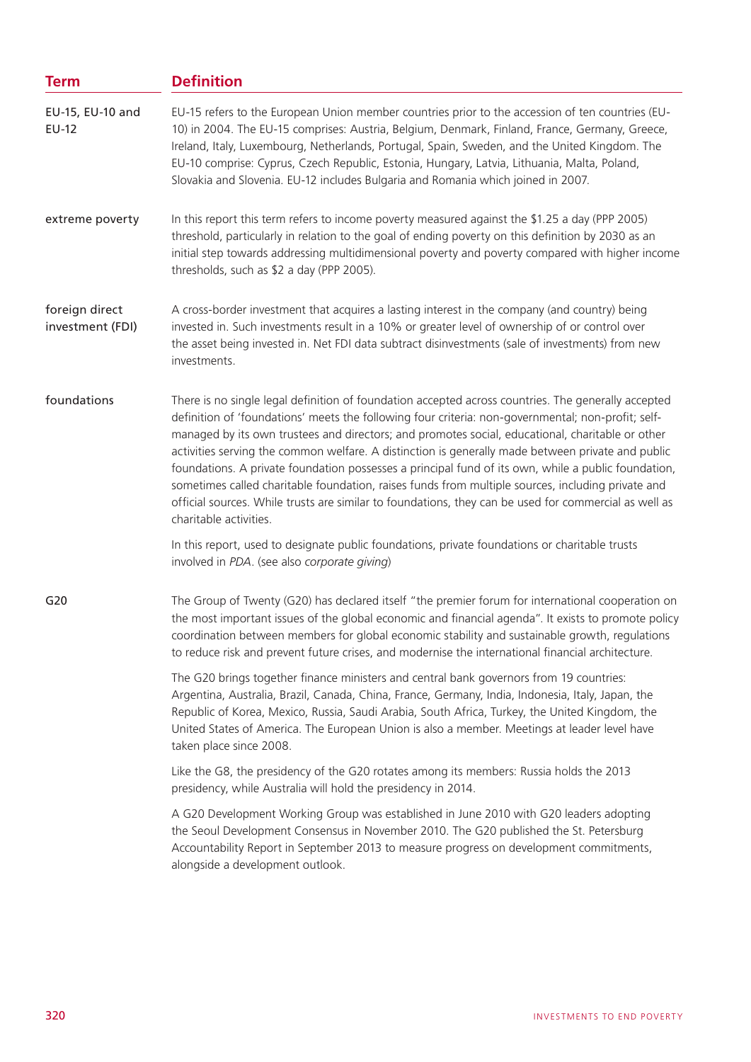| Term | Definition |
|---|---|
| EU-15, EU-10 and EU-12 | EU-15 refers to the European Union member countries prior to the accession of ten countries (EU-10) in 2004. The EU-15 comprises: Austria, Belgium, Denmark, Finland, France, Germany, Greece, Ireland, Italy, Luxembourg, Netherlands, Portugal, Spain, Sweden, and the United Kingdom. The EU-10 comprise: Cyprus, Czech Republic, Estonia, Hungary, Latvia, Lithuania, Malta, Poland, Slovakia and Slovenia. EU-12 includes Bulgaria and Romania which joined in 2007. |
| extreme poverty | In this report this term refers to income poverty measured against the $1.25 a day (PPP 2005) threshold, particularly in relation to the goal of ending poverty on this definition by 2030 as an initial step towards addressing multidimensional poverty and poverty compared with higher income thresholds, such as $2 a day (PPP 2005). |
| foreign direct investment (FDI) | A cross-border investment that acquires a lasting interest in the company (and country) being invested in. Such investments result in a 10% or greater level of ownership of or control over the asset being invested in. Net FDI data subtract disinvestments (sale of investments) from new investments. |
| foundations | There is no single legal definition of foundation accepted across countries. The generally accepted definition of 'foundations' meets the following four criteria: non-governmental; non-profit; self-managed by its own trustees and directors; and promotes social, educational, charitable or other activities serving the common welfare. A distinction is generally made between private and public foundations. A private foundation possesses a principal fund of its own, while a public foundation, sometimes called charitable foundation, raises funds from multiple sources, including private and official sources. While trusts are similar to foundations, they can be used for commercial as well as charitable activities.<br><br>In this report, used to designate public foundations, private foundations or charitable trusts involved in *PDA*. (see also *corporate giving*) |
| G20 | The Group of Twenty (G20) has declared itself "the premier forum for international cooperation on the most important issues of the global economic and financial agenda". It exists to promote policy coordination between members for global economic stability and sustainable growth, regulations to reduce risk and prevent future crises, and modernise the international financial architecture.<br><br>The G20 brings together finance ministers and central bank governors from 19 countries: Argentina, Australia, Brazil, Canada, China, France, Germany, India, Indonesia, Italy, Japan, the Republic of Korea, Mexico, Russia, Saudi Arabia, South Africa, Turkey, the United Kingdom, the United States of America. The European Union is also a member. Meetings at leader level have taken place since 2008.<br><br>Like the G8, the presidency of the G20 rotates among its members: Russia holds the 2013 presidency, while Australia will hold the presidency in 2014.<br><br>A G20 Development Working Group was established in June 2010 with G20 leaders adopting the Seoul Development Consensus in November 2010. The G20 published the St. Petersburg Accountability Report in September 2013 to measure progress on development commitments, alongside a development outlook. |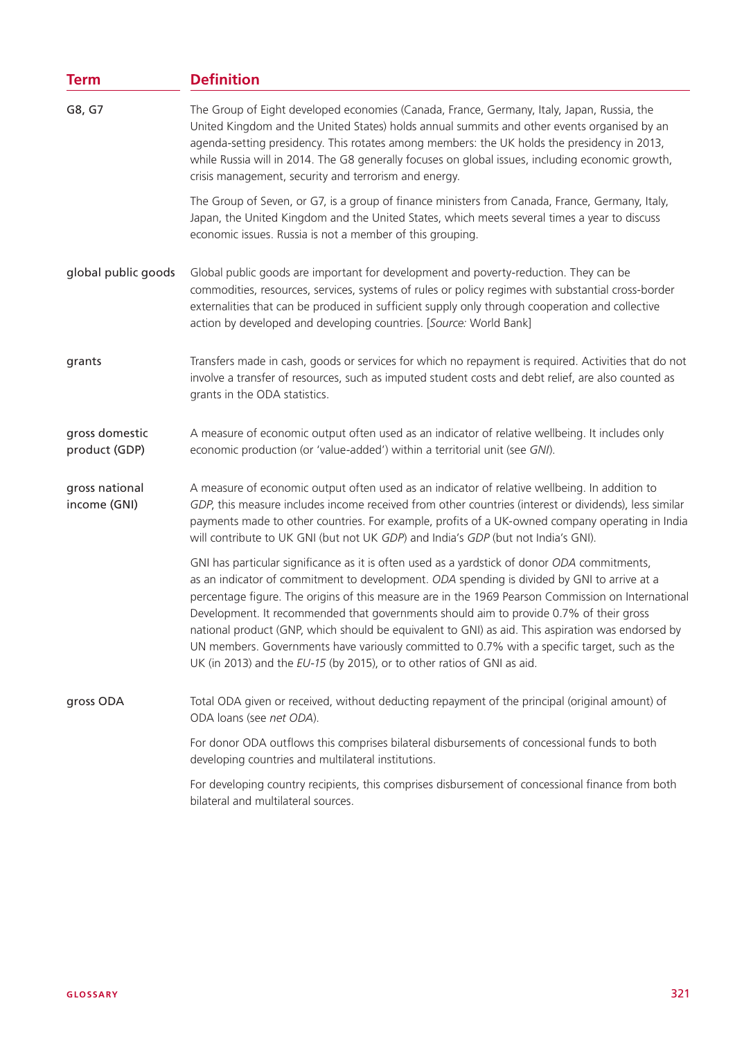| Term | Definition |
|---|---|
| G8, G7 | The Group of Eight developed economies (Canada, France, Germany, Italy, Japan, Russia, the United Kingdom and the United States) holds annual summits and other events organised by an agenda-setting presidency. This rotates among members: the UK holds the presidency in 2013, while Russia will in 2014. The G8 generally focuses on global issues, including economic growth, crisis management, security and terrorism and energy.<br><br>The Group of Seven, or G7, is a group of finance ministers from Canada, France, Germany, Italy, Japan, the United Kingdom and the United States, which meets several times a year to discuss economic issues. Russia is not a member of this grouping. |
| global public goods | Global public goods are important for development and poverty-reduction. They can be commodities, resources, services, systems of rules or policy regimes with substantial cross-border externalities that can be produced in sufficient supply only through cooperation and collective action by developed and developing countries. [*Source:* World Bank] |
| grants | Transfers made in cash, goods or services for which no repayment is required. Activities that do not involve a transfer of resources, such as imputed student costs and debt relief, are also counted as grants in the ODA statistics. |
| gross domestic product (GDP) | A measure of economic output often used as an indicator of relative wellbeing. It includes only economic production (or 'value-added') within a territorial unit (see *GNI*). |
| gross national income (GNI) | A measure of economic output often used as an indicator of relative wellbeing. In addition to *GDP*, this measure includes income received from other countries (interest or dividends), less similar payments made to other countries. For example, profits of a UK-owned company operating in India will contribute to UK GNI (but not UK *GDP*) and India's *GDP* (but not India's GNI).<br><br>GNI has particular significance as it is often used as a yardstick of donor *ODA* commitments, as an indicator of commitment to development. *ODA* spending is divided by GNI to arrive at a percentage figure. The origins of this measure are in the 1969 Pearson Commission on International Development. It recommended that governments should aim to provide 0.7% of their gross national product (GNP, which should be equivalent to GNI) as aid. This aspiration was endorsed by UN members. Governments have variously committed to 0.7% with a specific target, such as the UK (in 2013) and the *EU-15* (by 2015), or to other ratios of GNI as aid. |
| gross ODA | Total ODA given or received, without deducting repayment of the principal (original amount) of ODA loans (see *net ODA*).<br><br>For donor ODA outflows this comprises bilateral disbursements of concessional funds to both developing countries and multilateral institutions.<br><br>For developing country recipients, this comprises disbursement of concessional finance from both bilateral and multilateral sources. |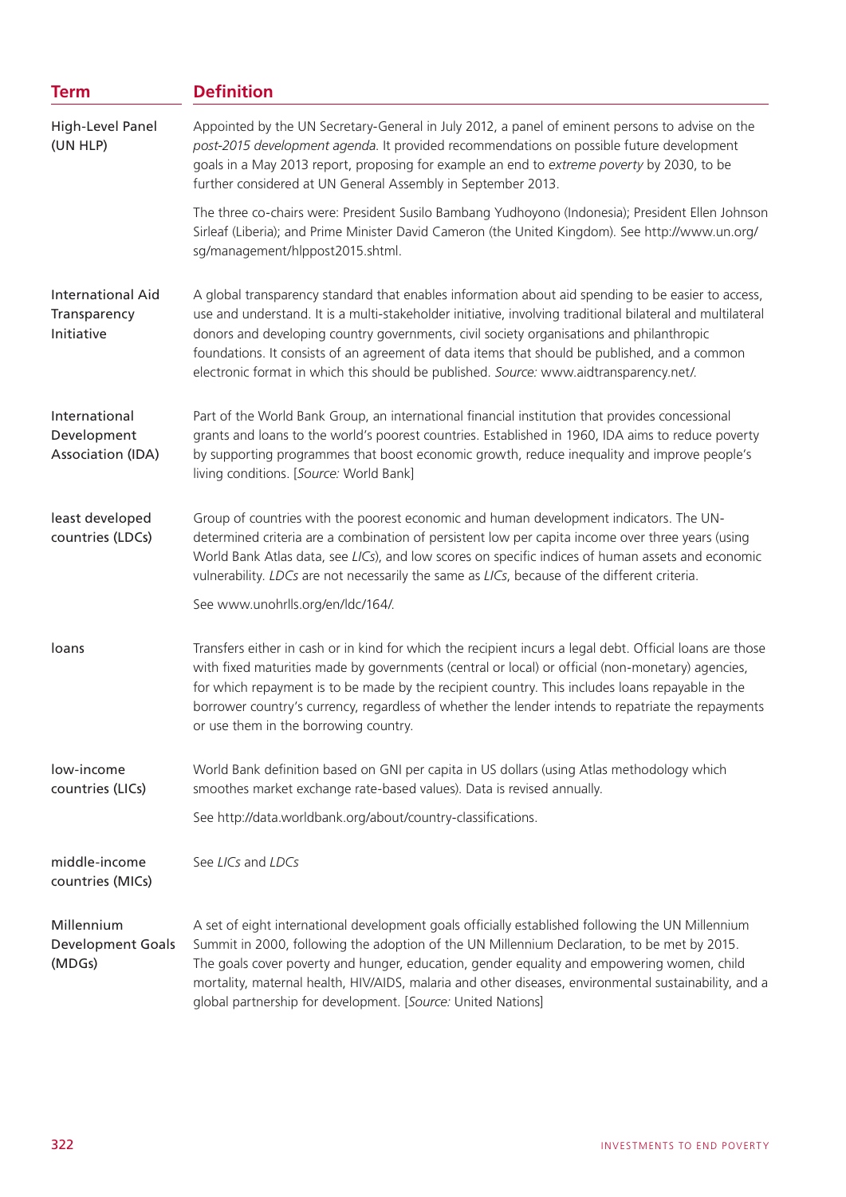| Term | Definition |
| --- | --- |
| High-Level Panel (UN HLP) | Appointed by the UN Secretary-General in July 2012, a panel of eminent persons to advise on the *post-2015 development agenda*. It provided recommendations on possible future development goals in a May 2013 report, proposing for example an end to *extreme poverty* by 2030, to be further considered at UN General Assembly in September 2013.<br><br>The three co-chairs were: President Susilo Bambang Yudhoyono (Indonesia); President Ellen Johnson Sirleaf (Liberia); and Prime Minister David Cameron (the United Kingdom). See http://www.un.org/sg/management/hlppost2015.shtml. |
| International Aid Transparency Initiative | A global transparency standard that enables information about aid spending to be easier to access, use and understand. It is a multi-stakeholder initiative, involving traditional bilateral and multilateral donors and developing country governments, civil society organisations and philanthropic foundations. It consists of an agreement of data items that should be published, and a common electronic format in which this should be published. *Source:* www.aidtransparency.net/. |
| International Development Association (IDA) | Part of the World Bank Group, an international financial institution that provides concessional grants and loans to the world's poorest countries. Established in 1960, IDA aims to reduce poverty by supporting programmes that boost economic growth, reduce inequality and improve people's living conditions. [*Source:* World Bank] |
| least developed countries (LDCs) | Group of countries with the poorest economic and human development indicators. The UN-determined criteria are a combination of persistent low per capita income over three years (using World Bank Atlas data, see *LICs*), and low scores on specific indices of human assets and economic vulnerability. *LDCs* are not necessarily the same as *LICs*, because of the different criteria.<br><br>See www.unohrlls.org/en/ldc/164/. |
| loans | Transfers either in cash or in kind for which the recipient incurs a legal debt. Official loans are those with fixed maturities made by governments (central or local) or official (non-monetary) agencies, for which repayment is to be made by the recipient country. This includes loans repayable in the borrower country's currency, regardless of whether the lender intends to repatriate the repayments or use them in the borrowing country. |
| low-income countries (LICs) | World Bank definition based on GNI per capita in US dollars (using Atlas methodology which smoothes market exchange rate-based values). Data is revised annually.<br><br>See http://data.worldbank.org/about/country-classifications. |
| middle-income countries (MICs) | See *LICs* and *LDCs* |
| Millennium Development Goals (MDGs) | A set of eight international development goals officially established following the UN Millennium Summit in 2000, following the adoption of the UN Millennium Declaration, to be met by 2015. The goals cover poverty and hunger, education, gender equality and empowering women, child mortality, maternal health, HIV/AIDS, malaria and other diseases, environmental sustainability, and a global partnership for development. [*Source:* United Nations] |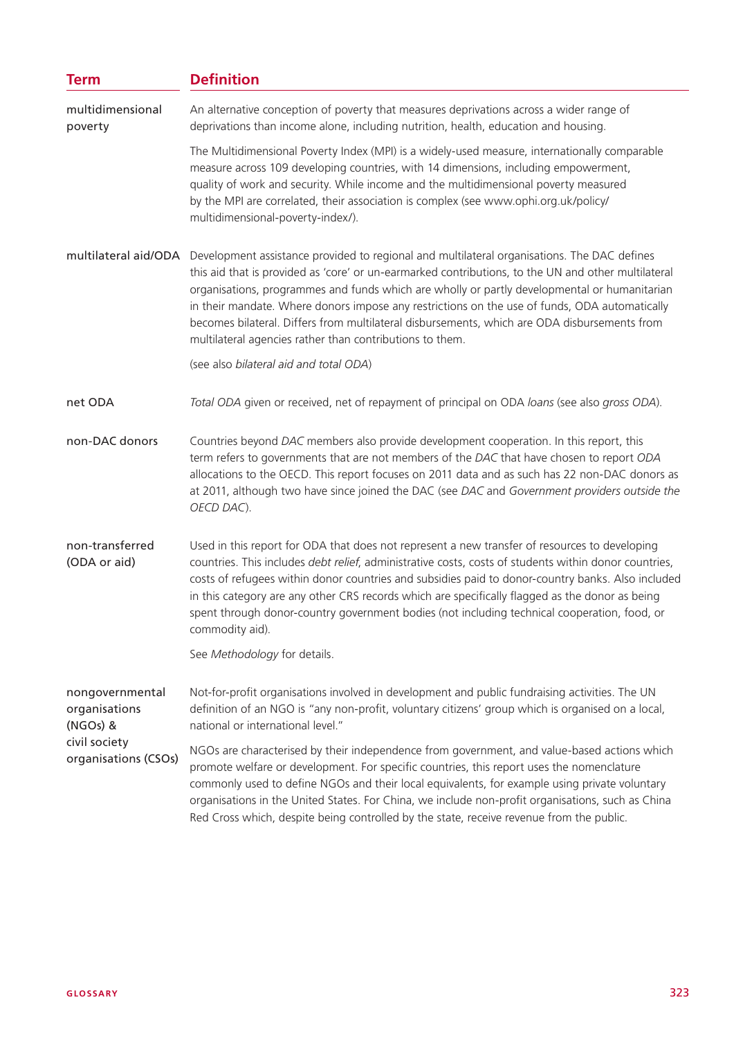| Term | Definition |
|---|---|
| multidimensional poverty | An alternative conception of poverty that measures deprivations across a wider range of deprivations than income alone, including nutrition, health, education and housing.<br><br>The Multidimensional Poverty Index (MPI) is a widely-used measure, internationally comparable measure across 109 developing countries, with 14 dimensions, including empowerment, quality of work and security. While income and the multidimensional poverty measured by the MPI are correlated, their association is complex (see www.ophi.org.uk/policy/multidimensional-poverty-index/). |
| multilateral aid/ODA | Development assistance provided to regional and multilateral organisations. The DAC defines this aid that is provided as 'core' or un-earmarked contributions, to the UN and other multilateral organisations, programmes and funds which are wholly or partly developmental or humanitarian in their mandate. Where donors impose any restrictions on the use of funds, ODA automatically becomes bilateral. Differs from multilateral disbursements, which are ODA disbursements from multilateral agencies rather than contributions to them.<br><br>(see also *bilateral aid and total ODA*) |
| net ODA | *Total ODA* given or received, net of repayment of principal on ODA *loans* (see also *gross ODA*). |
| non-DAC donors | Countries beyond *DAC* members also provide development cooperation. In this report, this term refers to governments that are not members of the *DAC* that have chosen to report *ODA* allocations to the OECD. This report focuses on 2011 data and as such has 22 non-DAC donors as at 2011, although two have since joined the DAC (see *DAC* and *Government providers outside the OECD DAC*). |
| non-transferred (ODA or aid) | Used in this report for ODA that does not represent a new transfer of resources to developing countries. This includes *debt relief*, administrative costs, costs of students within donor countries, costs of refugees within donor countries and subsidies paid to donor-country banks. Also included in this category are any other CRS records which are specifically flagged as the donor as being spent through donor-country government bodies (not including technical cooperation, food, or commodity aid).<br><br>See *Methodology* for details. |
| nongovernmental organisations (NGOs) & civil society organisations (CSOs) | Not-for-profit organisations involved in development and public fundraising activities. The UN definition of an NGO is "any non-profit, voluntary citizens' group which is organised on a local, national or international level."<br><br>NGOs are characterised by their independence from government, and value-based actions which promote welfare or development. For specific countries, this report uses the nomenclature commonly used to define NGOs and their local equivalents, for example using private voluntary organisations in the United States. For China, we include non-profit organisations, such as China Red Cross which, despite being controlled by the state, receive revenue from the public. |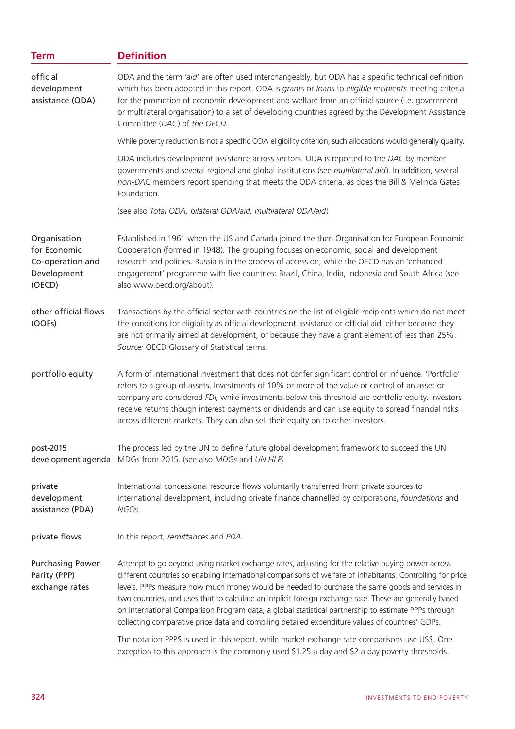| Term | Definition |
|---|---|
| official development assistance (ODA) | ODA and the term '*aid*' are often used interchangeably, but ODA has a specific technical definition which has been adopted in this report. ODA is *grants* or *loans* to *eligible recipients* meeting criteria for the promotion of economic development and welfare from an official source (i.e. government or multilateral organisation) to a set of developing countries agreed by the Development Assistance Committee (*DAC*) of *the OECD*.<br><br>While poverty reduction is not a specific ODA eligibility criterion, such allocations would generally qualify.<br><br>ODA includes development assistance across sectors. ODA is reported to the *DAC* by member governments and several regional and global institutions (see *multilateral aid*). In addition, several *non-DAC* members report spending that meets the ODA criteria, as does the Bill & Melinda Gates Foundation.<br><br>(see also *Total ODA, bilateral ODA/aid, multilateral ODA/aid*) |
| Organisation for Economic Co-operation and Development (OECD) | Established in 1961 when the US and Canada joined the then Organisation for European Economic Cooperation (formed in 1948). The grouping focuses on economic, social and development research and policies. Russia is in the process of accession, while the OECD has an 'enhanced engagement' programme with five countries: Brazil, China, India, Indonesia and South Africa (see also www.oecd.org/about). |
| other official flows (OOFs) | Transactions by the official sector with countries on the list of eligible recipients which do not meet the conditions for eligibility as official development assistance or official aid, either because they are not primarily aimed at development, or because they have a grant element of less than 25%. *Source:* OECD Glossary of Statistical terms. |
| portfolio equity | A form of international investment that does not confer significant control or influence. 'Portfolio' refers to a group of assets. Investments of 10% or more of the value or control of an asset or company are considered *FDI*, while investments below this threshold are portfolio equity. Investors receive returns though interest payments or dividends and can use equity to spread financial risks across different markets. They can also sell their equity on to other investors. |
| post-2015 development agenda | The process led by the UN to define future global development framework to succeed the UN MDGs from 2015. (see also *MDGs* and *UN HLP)* |
| private development assistance (PDA) | International concessional resource flows voluntarily transferred from private sources to international development, including private finance channelled by corporations, *foundations* and *NGOs*. |
| private flows | In this report, *remittances* and *PDA*. |
| Purchasing Power Parity (PPP) exchange rates | Attempt to go beyond using market exchange rates, adjusting for the relative buying power across different countries so enabling international comparisons of welfare of inhabitants. Controlling for price levels, PPPs measure how much money would be needed to purchase the same goods and services in two countries, and uses that to calculate an implicit foreign exchange rate. These are generally based on International Comparison Program data, a global statistical partnership to estimate PPPs through collecting comparative price data and compiling detailed expenditure values of countries' GDPs.<br><br>The notation PPP$ is used in this report, while market exchange rate comparisons use US$. One exception to this approach is the commonly used $1.25 a day and $2 a day poverty thresholds. |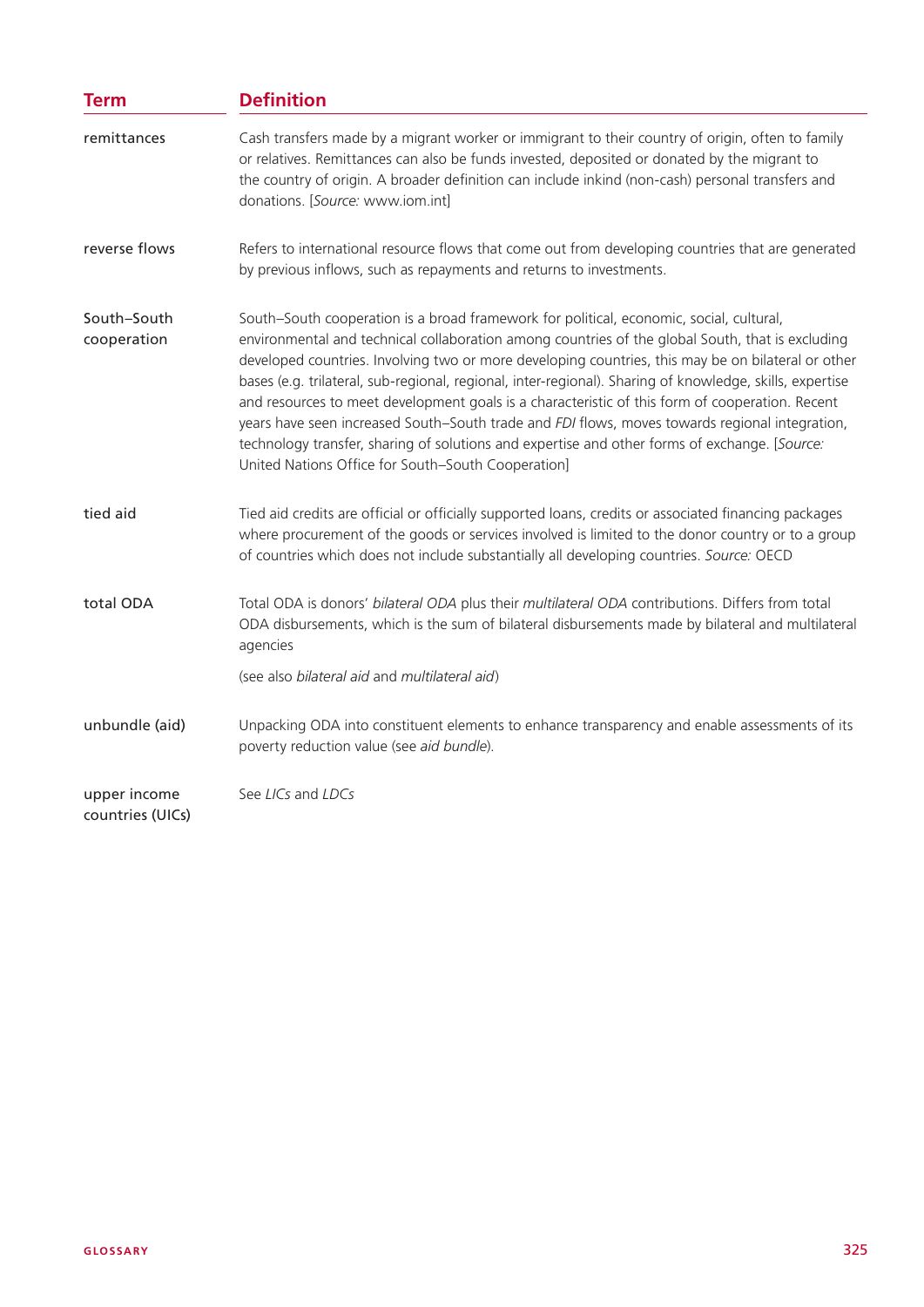| Term | Definition |
|---|---|
| remittances | Cash transfers made by a migrant worker or immigrant to their country of origin, often to family or relatives. Remittances can also be funds invested, deposited or donated by the migrant to the country of origin. A broader definition can include inkind (non-cash) personal transfers and donations. [*Source:* www.iom.int] |
| reverse flows | Refers to international resource flows that come out from developing countries that are generated by previous inflows, such as repayments and returns to investments. |
| South–South cooperation | South–South cooperation is a broad framework for political, economic, social, cultural, environmental and technical collaboration among countries of the global South, that is excluding developed countries. Involving two or more developing countries, this may be on bilateral or other bases (e.g. trilateral, sub-regional, regional, inter-regional). Sharing of knowledge, skills, expertise and resources to meet development goals is a characteristic of this form of cooperation. Recent years have seen increased South–South trade and *FDI* flows, moves towards regional integration, technology transfer, sharing of solutions and expertise and other forms of exchange. [*Source:* United Nations Office for South–South Cooperation] |
| tied aid | Tied aid credits are official or officially supported loans, credits or associated financing packages where procurement of the goods or services involved is limited to the donor country or to a group of countries which does not include substantially all developing countries. *Source:* OECD |
| total ODA | Total ODA is donors' *bilateral ODA* plus their *multilateral ODA* contributions. Differs from total ODA disbursements, which is the sum of bilateral disbursements made by bilateral and multilateral agencies<br><br>(see also *bilateral aid* and *multilateral aid*) |
| unbundle (aid) | Unpacking ODA into constituent elements to enhance transparency and enable assessments of its poverty reduction value (see *aid bundle*). |
| upper income countries (UICs) | See *LICs* and *LDCs* |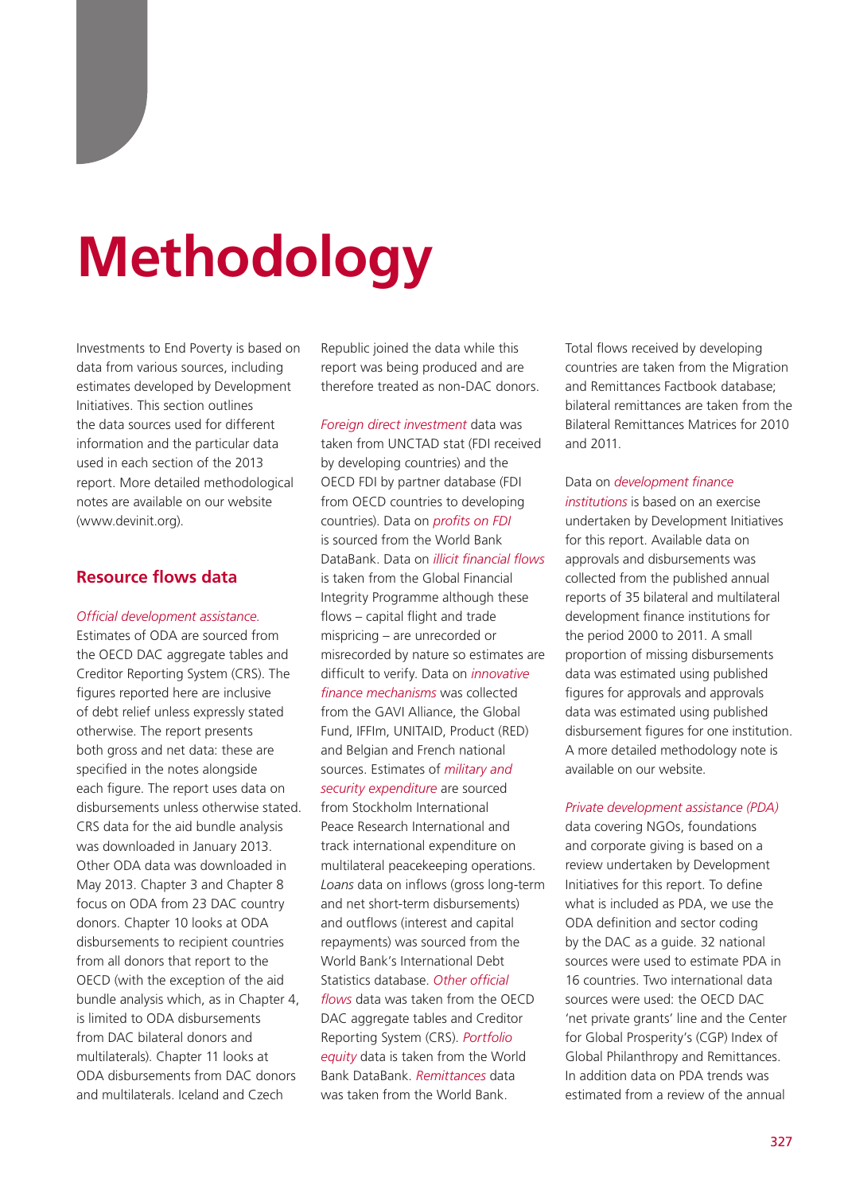# Methodology

Investments to End Poverty is based on data from various sources, including estimates developed by Development Initiatives. This section outlines the data sources used for different information and the particular data used in each section of the 2013 report. More detailed methodological notes are available on our website (www.devinit.org).

## Resource flows data

*Official development assistance.* Estimates of ODA are sourced from the OECD DAC aggregate tables and Creditor Reporting System (CRS). The figures reported here are inclusive of debt relief unless expressly stated otherwise. The report presents both gross and net data: these are specified in the notes alongside each figure. The report uses data on disbursements unless otherwise stated. CRS data for the aid bundle analysis was downloaded in January 2013. Other ODA data was downloaded in May 2013. Chapter 3 and Chapter 8 focus on ODA from 23 DAC country donors. Chapter 10 looks at ODA disbursements to recipient countries from all donors that report to the OECD (with the exception of the aid bundle analysis which, as in Chapter 4, is limited to ODA disbursements from DAC bilateral donors and multilaterals). Chapter 11 looks at ODA disbursements from DAC donors and multilaterals. Iceland and Czech Republic joined the data while this report was being produced and are therefore treated as non-DAC donors.

*Foreign direct investment* data was taken from UNCTAD stat (FDI received by developing countries) and the OECD FDI by partner database (FDI from OECD countries to developing countries). Data on *profits on FDI* is sourced from the World Bank DataBank. Data on *illicit financial flows* is taken from the Global Financial Integrity Programme although these flows – capital flight and trade mispricing – are unrecorded or misrecorded by nature so estimates are difficult to verify. Data on *innovative finance mechanisms* was collected from the GAVI Alliance, the Global Fund, IFFIm, UNITAID, Product (RED) and Belgian and French national sources. Estimates of *military and security expenditure* are sourced from Stockholm International Peace Research International and track international expenditure on multilateral peacekeeping operations. *Loans* data on inflows (gross long-term and net short-term disbursements) and outflows (interest and capital repayments) was sourced from the World Bank's International Debt Statistics database. *Other official flows* data was taken from the OECD DAC aggregate tables and Creditor Reporting System (CRS). *Portfolio equity* data is taken from the World Bank DataBank. *Remittances* data was taken from the World Bank. Total flows received by developing countries are taken from the Migration and Remittances Factbook database; bilateral remittances are taken from the Bilateral Remittances Matrices for 2010 and 2011.

Data on *development finance institutions* is based on an exercise undertaken by Development Initiatives for this report. Available data on approvals and disbursements was collected from the published annual reports of 35 bilateral and multilateral development finance institutions for the period 2000 to 2011. A small proportion of missing disbursements data was estimated using published figures for approvals and approvals data was estimated using published disbursement figures for one institution. A more detailed methodology note is available on our website.

*Private development assistance (PDA)* data covering NGOs, foundations and corporate giving is based on a review undertaken by Development Initiatives for this report. To define what is included as PDA, we use the ODA definition and sector coding by the DAC as a guide. 32 national sources were used to estimate PDA in 16 countries. Two international data sources were used: the OECD DAC 'net private grants' line and the Center for Global Prosperity's (CGP) Index of Global Philanthropy and Remittances. In addition data on PDA trends was estimated from a review of the annual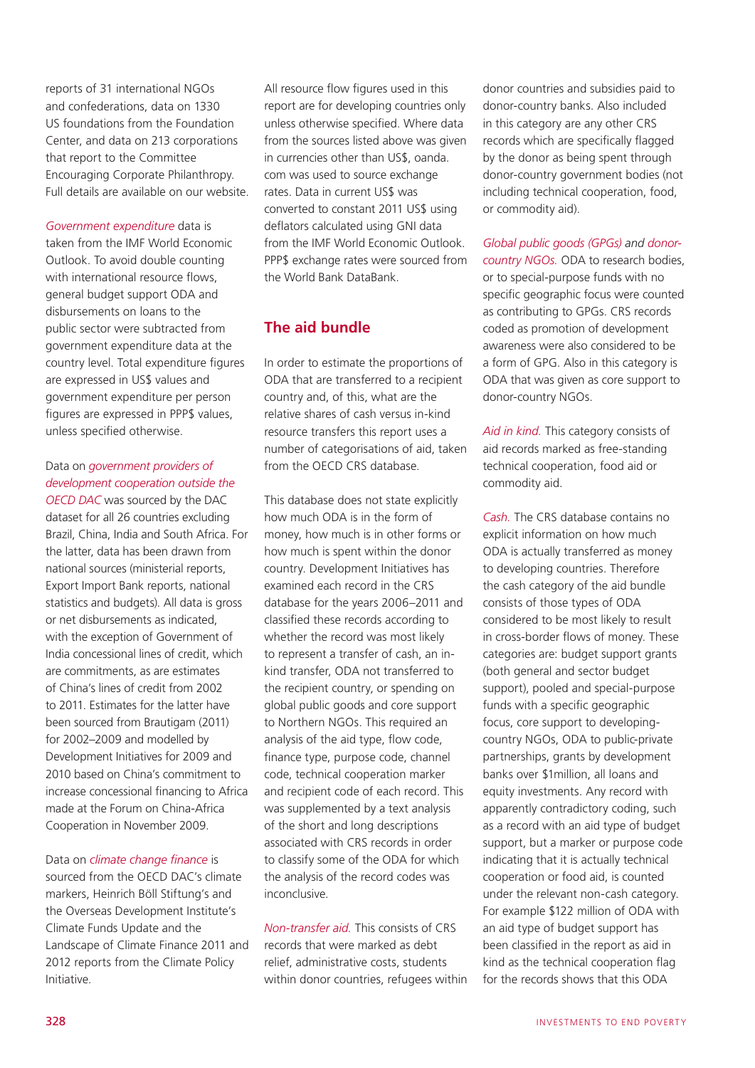reports of 31 international NGOs and confederations, data on 1330 US foundations from the Foundation Center, and data on 213 corporations that report to the Committee Encouraging Corporate Philanthropy. Full details are available on our website.

*Government expenditure* data is taken from the IMF World Economic Outlook. To avoid double counting with international resource flows, general budget support ODA and disbursements on loans to the public sector were subtracted from government expenditure data at the country level. Total expenditure figures are expressed in US$ values and government expenditure per person figures are expressed in PPP$ values, unless specified otherwise.

Data on *government providers of development cooperation outside the OECD DAC* was sourced by the DAC dataset for all 26 countries excluding Brazil, China, India and South Africa. For the latter, data has been drawn from national sources (ministerial reports, Export Import Bank reports, national statistics and budgets). All data is gross or net disbursements as indicated, with the exception of Government of India concessional lines of credit, which are commitments, as are estimates of China's lines of credit from 2002 to 2011. Estimates for the latter have been sourced from Brautigam (2011) for 2002–2009 and modelled by Development Initiatives for 2009 and 2010 based on China's commitment to increase concessional financing to Africa made at the Forum on China-Africa Cooperation in November 2009.

Data on *climate change finance* is sourced from the OECD DAC's climate markers, Heinrich Böll Stiftung's and the Overseas Development Institute's Climate Funds Update and the Landscape of Climate Finance 2011 and 2012 reports from the Climate Policy Initiative.

All resource flow figures used in this report are for developing countries only unless otherwise specified. Where data from the sources listed above was given in currencies other than US$, oanda.com was used to source exchange rates. Data in current US$ was converted to constant 2011 US$ using deflators calculated using GNI data from the IMF World Economic Outlook. PPP$ exchange rates were sourced from the World Bank DataBank.

## The aid bundle

In order to estimate the proportions of ODA that are transferred to a recipient country and, of this, what are the relative shares of cash versus in-kind resource transfers this report uses a number of categorisations of aid, taken from the OECD CRS database.

This database does not state explicitly how much ODA is in the form of money, how much is in other forms or how much is spent within the donor country. Development Initiatives has examined each record in the CRS database for the years 2006–2011 and classified these records according to whether the record was most likely to represent a transfer of cash, an in-kind transfer, ODA not transferred to the recipient country, or spending on global public goods and core support to Northern NGOs. This required an analysis of the aid type, flow code, finance type, purpose code, channel code, technical cooperation marker and recipient code of each record. This was supplemented by a text analysis of the short and long descriptions associated with CRS records in order to classify some of the ODA for which the analysis of the record codes was inconclusive.

*Non-transfer aid.* This consists of CRS records that were marked as debt relief, administrative costs, students within donor countries, refugees within donor countries and subsidies paid to donor-country banks. Also included in this category are any other CRS records which are specifically flagged by the donor as being spent through donor-country government bodies (not including technical cooperation, food, or commodity aid).

*Global public goods (GPGs) and donor-country NGOs.* ODA to research bodies, or to special-purpose funds with no specific geographic focus were counted as contributing to GPGs. CRS records coded as promotion of development awareness were also considered to be a form of GPG. Also in this category is ODA that was given as core support to donor-country NGOs.

*Aid in kind.* This category consists of aid records marked as free-standing technical cooperation, food aid or commodity aid.

*Cash.* The CRS database contains no explicit information on how much ODA is actually transferred as money to developing countries. Therefore the cash category of the aid bundle consists of those types of ODA considered to be most likely to result in cross-border flows of money. These categories are: budget support grants (both general and sector budget support), pooled and special-purpose funds with a specific geographic focus, core support to developing-country NGOs, ODA to public-private partnerships, grants by development banks over $1million, all loans and equity investments. Any record with apparently contradictory coding, such as a record with an aid type of budget support, but a marker or purpose code indicating that it is actually technical cooperation or food aid, is counted under the relevant non-cash category. For example $122 million of ODA with an aid type of budget support has been classified in the report as aid in kind as the technical cooperation flag for the records shows that this ODA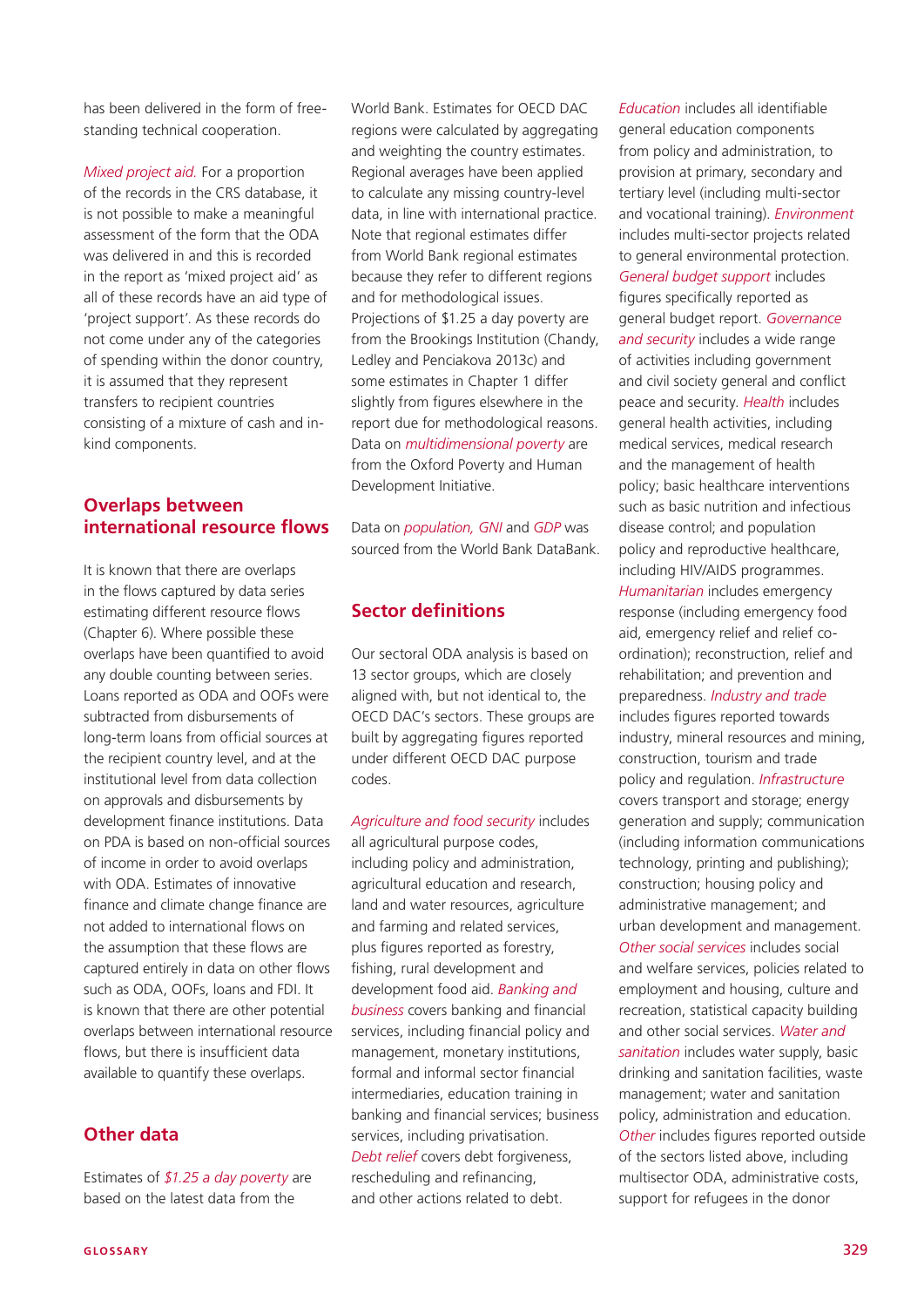has been delivered in the form of free-standing technical cooperation.

*Mixed project aid.* For a proportion of the records in the CRS database, it is not possible to make a meaningful assessment of the form that the ODA was delivered in and this is recorded in the report as 'mixed project aid' as all of these records have an aid type of 'project support'. As these records do not come under any of the categories of spending within the donor country, it is assumed that they represent transfers to recipient countries consisting of a mixture of cash and in-kind components.

## Overlaps between international resource flows

It is known that there are overlaps in the flows captured by data series estimating different resource flows (Chapter 6). Where possible these overlaps have been quantified to avoid any double counting between series. Loans reported as ODA and OOFs were subtracted from disbursements of long-term loans from official sources at the recipient country level, and at the institutional level from data collection on approvals and disbursements by development finance institutions. Data on PDA is based on non-official sources of income in order to avoid overlaps with ODA. Estimates of innovative finance and climate change finance are not added to international flows on the assumption that these flows are captured entirely in data on other flows such as ODA, OOFs, loans and FDI. It is known that there are other potential overlaps between international resource flows, but there is insufficient data available to quantify these overlaps.

## Other data

Estimates of *$1.25 a day poverty* are based on the latest data from the World Bank. Estimates for OECD DAC regions were calculated by aggregating and weighting the country estimates. Regional averages have been applied to calculate any missing country-level data, in line with international practice. Note that regional estimates differ from World Bank regional estimates because they refer to different regions and for methodological issues. Projections of $1.25 a day poverty are from the Brookings Institution (Chandy, Ledley and Penciakova 2013c) and some estimates in Chapter 1 differ slightly from figures elsewhere in the report due for methodological reasons. Data on *multidimensional poverty* are from the Oxford Poverty and Human Development Initiative.

Data on *population, GNI* and *GDP* was sourced from the World Bank DataBank.

## Sector definitions

Our sectoral ODA analysis is based on 13 sector groups, which are closely aligned with, but not identical to, the OECD DAC's sectors. These groups are built by aggregating figures reported under different OECD DAC purpose codes.

*Agriculture and food security* includes all agricultural purpose codes, including policy and administration, agricultural education and research, land and water resources, agriculture and farming and related services, plus figures reported as forestry, fishing, rural development and development food aid. *Banking and business* covers banking and financial services, including financial policy and management, monetary institutions, formal and informal sector financial intermediaries, education training in banking and financial services; business services, including privatisation. *Debt relief* covers debt forgiveness, rescheduling and refinancing, and other actions related to debt. *Education* includes all identifiable general education components from policy and administration, to provision at primary, secondary and tertiary level (including multi-sector and vocational training). *Environment* includes multi-sector projects related to general environmental protection. *General budget support* includes figures specifically reported as general budget report. *Governance and security* includes a wide range of activities including government and civil society general and conflict peace and security. *Health* includes general health activities, including medical services, medical research and the management of health policy; basic healthcare interventions such as basic nutrition and infectious disease control; and population policy and reproductive healthcare, including HIV/AIDS programmes. *Humanitarian* includes emergency response (including emergency food aid, emergency relief and relief co-ordination); reconstruction, relief and rehabilitation; and prevention and preparedness. *Industry and trade* includes figures reported towards industry, mineral resources and mining, construction, tourism and trade policy and regulation. *Infrastructure* covers transport and storage; energy generation and supply; communication (including information communications technology, printing and publishing); construction; housing policy and administrative management; and urban development and management. *Other social services* includes social and welfare services, policies related to employment and housing, culture and recreation, statistical capacity building and other social services. *Water and sanitation* includes water supply, basic drinking and sanitation facilities, waste management; water and sanitation policy, administration and education. *Other* includes figures reported outside of the sectors listed above, including multisector ODA, administrative costs, support for refugees in the donor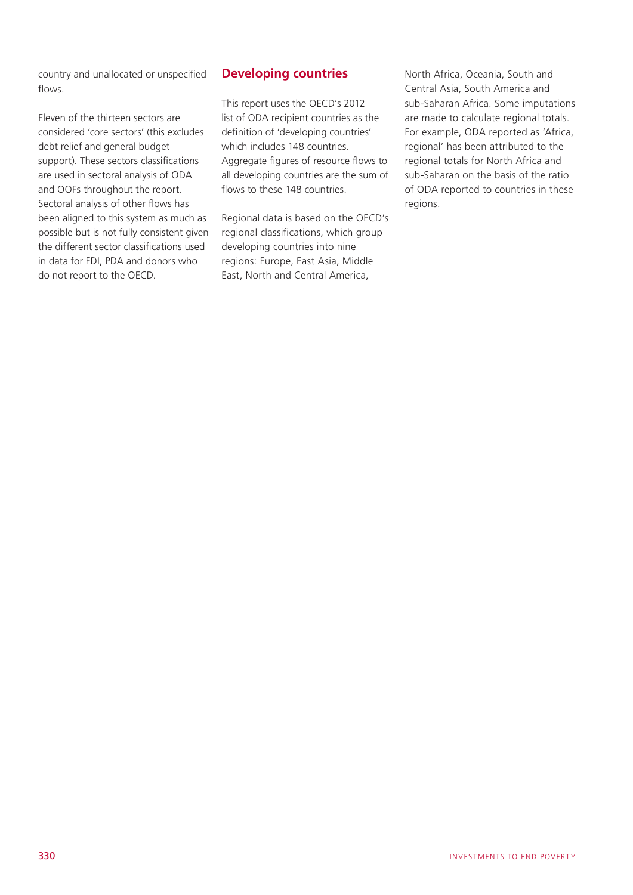country and unallocated or unspecified flows.

Eleven of the thirteen sectors are considered 'core sectors' (this excludes debt relief and general budget support). These sectors classifications are used in sectoral analysis of ODA and OOFs throughout the report. Sectoral analysis of other flows has been aligned to this system as much as possible but is not fully consistent given the different sector classifications used in data for FDI, PDA and donors who do not report to the OECD.

## Developing countries

This report uses the OECD's 2012 list of ODA recipient countries as the definition of 'developing countries' which includes 148 countries. Aggregate figures of resource flows to all developing countries are the sum of flows to these 148 countries.

Regional data is based on the OECD's regional classifications, which group developing countries into nine regions: Europe, East Asia, Middle East, North and Central America, North Africa, Oceania, South and Central Asia, South America and sub-Saharan Africa. Some imputations are made to calculate regional totals. For example, ODA reported as 'Africa, regional' has been attributed to the regional totals for North Africa and sub-Saharan on the basis of the ratio of ODA reported to countries in these regions.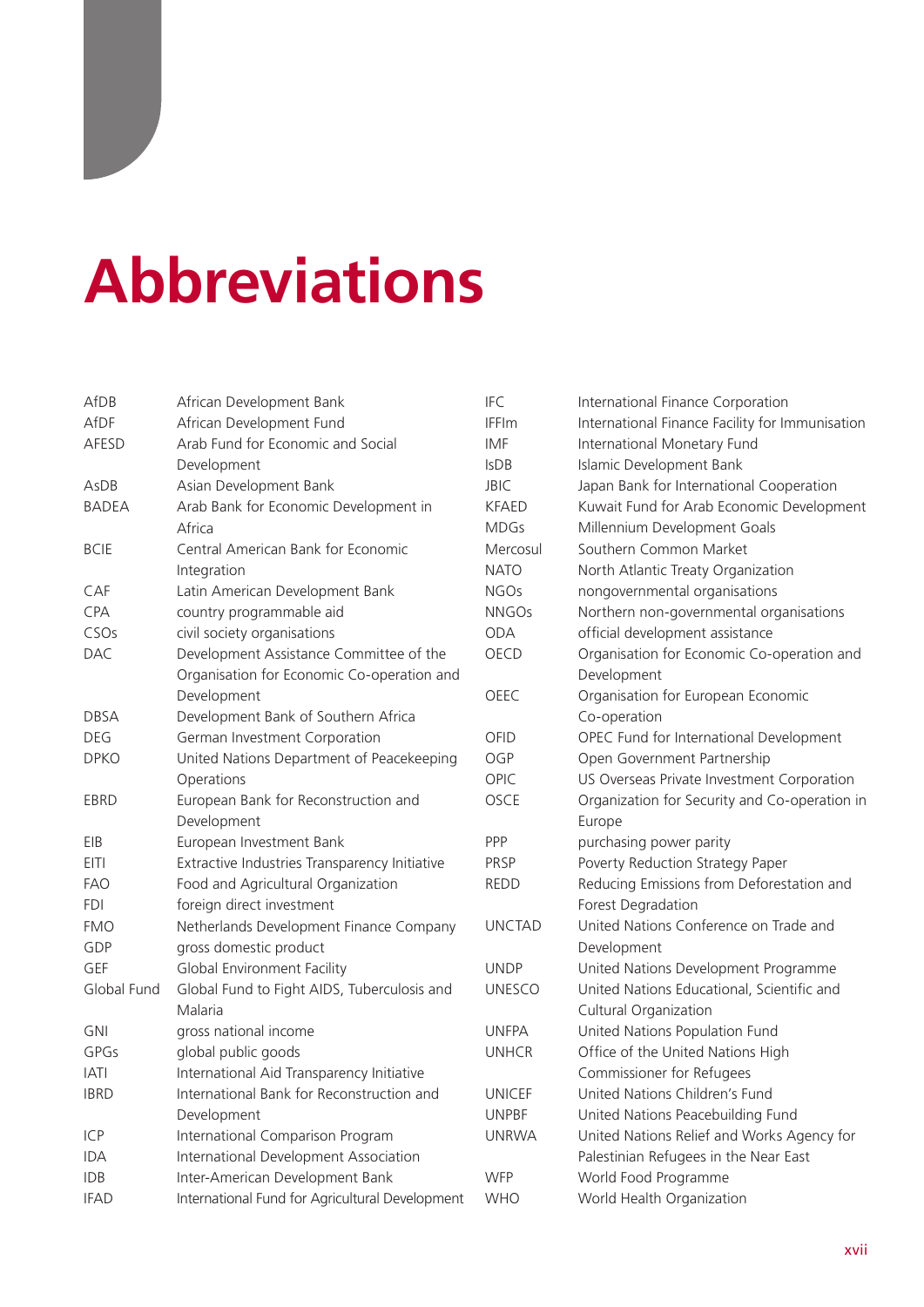# Abbreviations

| | |
|---|---|
| AfDB | African Development Bank |
| AfDF | African Development Fund |
| AFESD | Arab Fund for Economic and Social Development |
| AsDB | Asian Development Bank |
| BADEA | Arab Bank for Economic Development in Africa |
| BCIE | Central American Bank for Economic Integration |
| CAF | Latin American Development Bank |
| CPA | country programmable aid |
| CSOs | civil society organisations |
| DAC | Development Assistance Committee of the Organisation for Economic Co-operation and Development |
| DBSA | Development Bank of Southern Africa |
| DEG | German Investment Corporation |
| DPKO | United Nations Department of Peacekeeping Operations |
| EBRD | European Bank for Reconstruction and Development |
| EIB | European Investment Bank |
| EITI | Extractive Industries Transparency Initiative |
| FAO | Food and Agricultural Organization |
| FDI | foreign direct investment |
| FMO | Netherlands Development Finance Company |
| GDP | gross domestic product |
| GEF | Global Environment Facility |
| Global Fund | Global Fund to Fight AIDS, Tuberculosis and Malaria |
| GNI | gross national income |
| GPGs | global public goods |
| IATI | International Aid Transparency Initiative |
| IBRD | International Bank for Reconstruction and Development |
| ICP | International Comparison Program |
| IDA | International Development Association |
| IDB | Inter-American Development Bank |
| IFAD | International Fund for Agricultural Development |
| IFC | International Finance Corporation |
| IFFIm | International Finance Facility for Immunisation |
| IMF | International Monetary Fund |
| IsDB | Islamic Development Bank |
| JBIC | Japan Bank for International Cooperation |
| KFAED | Kuwait Fund for Arab Economic Development |
| MDGs | Millennium Development Goals |
| Mercosul | Southern Common Market |
| NATO | North Atlantic Treaty Organization |
| NGOs | nongovernmental organisations |
| NNGOs | Northern non-governmental organisations |
| ODA | official development assistance |
| OECD | Organisation for Economic Co-operation and Development |
| OEEC | Organisation for European Economic Co-operation |
| OFID | OPEC Fund for International Development |
| OGP | Open Government Partnership |
| OPIC | US Overseas Private Investment Corporation |
| OSCE | Organization for Security and Co-operation in Europe |
| PPP | purchasing power parity |
| PRSP | Poverty Reduction Strategy Paper |
| REDD | Reducing Emissions from Deforestation and Forest Degradation |
| UNCTAD | United Nations Conference on Trade and Development |
| UNDP | United Nations Development Programme |
| UNESCO | United Nations Educational, Scientific and Cultural Organization |
| UNFPA | United Nations Population Fund |
| UNHCR | Office of the United Nations High Commissioner for Refugees |
| UNICEF | United Nations Children's Fund |
| UNPBF | United Nations Peacebuilding Fund |
| UNRWA | United Nations Relief and Works Agency for Palestinian Refugees in the Near East |
| WFP | World Food Programme |
| WHO | World Health Organization |